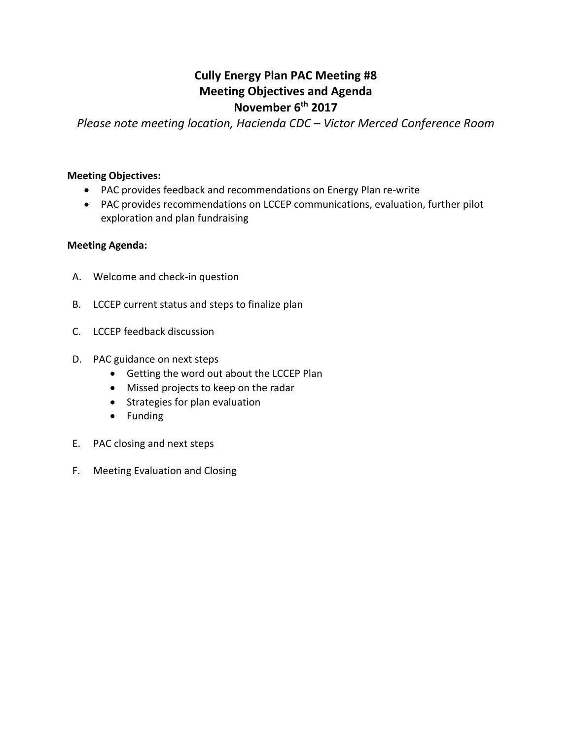# Cully Energy Plan PAC Meeting #8
# Meeting Objectives and Agenda
# November 6th 2017

*Please note meeting location, Hacienda CDC – Victor Merced Conference Room*

**Meeting Objectives:**

- PAC provides feedback and recommendations on Energy Plan re-write
- PAC provides recommendations on LCCEP communications, evaluation, further pilot exploration and plan fundraising

**Meeting Agenda:**

A. Welcome and check-in question

B. LCCEP current status and steps to finalize plan

C. LCCEP feedback discussion

D. PAC guidance on next steps
   - Getting the word out about the LCCEP Plan
   - Missed projects to keep on the radar
   - Strategies for plan evaluation
   - Funding

E. PAC closing and next steps

F. Meeting Evaluation and Closing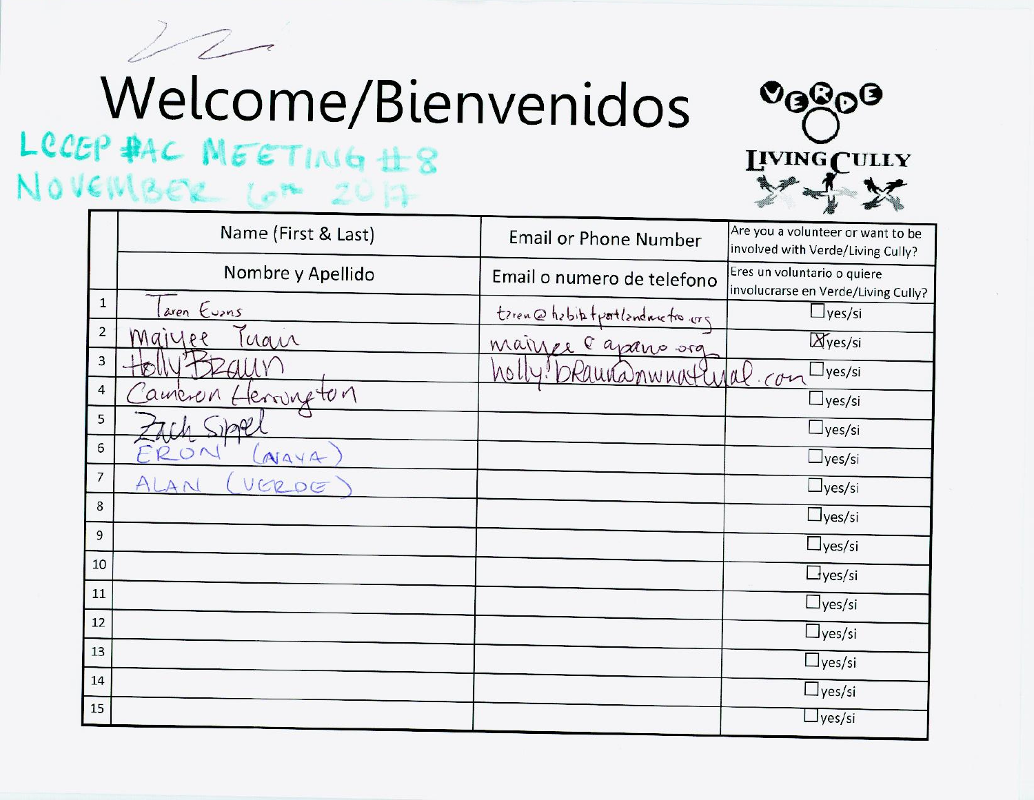# Welcome/Bienvenidos

LCCEP #AC MEETING #8
NOVEMBER 6th 2017

VERDE
LIVING CULLY

| | Name (First & Last) | Email or Phone Number | Are you a volunteer or want to be involved with Verde/Living Cully? |
|---|---|---|---|
| | Nombre y Apellido | Email o numero de telefono | Eres un voluntario o quiere involucrarse en Verde/Living Cully? |
| 1 | Taren Evans | taren@habitatportlandmetro.org | ☐yes/si |
| 2 | Maiyee Yuan | maiyee@apano.org | ☒yes/si |
| 3 | Holly Braun | holly.braun@nwnatural.com | ☐yes/si |
| 4 | Cameron Herrington | | ☐yes/si |
| 5 | Zach Sippel | | ☐yes/si |
| 6 | ERON (NAYA) | | ☐yes/si |
| 7 | ALAN (VERDE) | | ☐yes/si |
| 8 | | | ☐yes/si |
| 9 | | | ☐yes/si |
| 10 | | | ☐yes/si |
| 11 | | | ☐yes/si |
| 12 | | | ☐yes/si |
| 13 | | | ☐yes/si |
| 14 | | | ☐yes/si |
| 15 | | | ☐yes/si |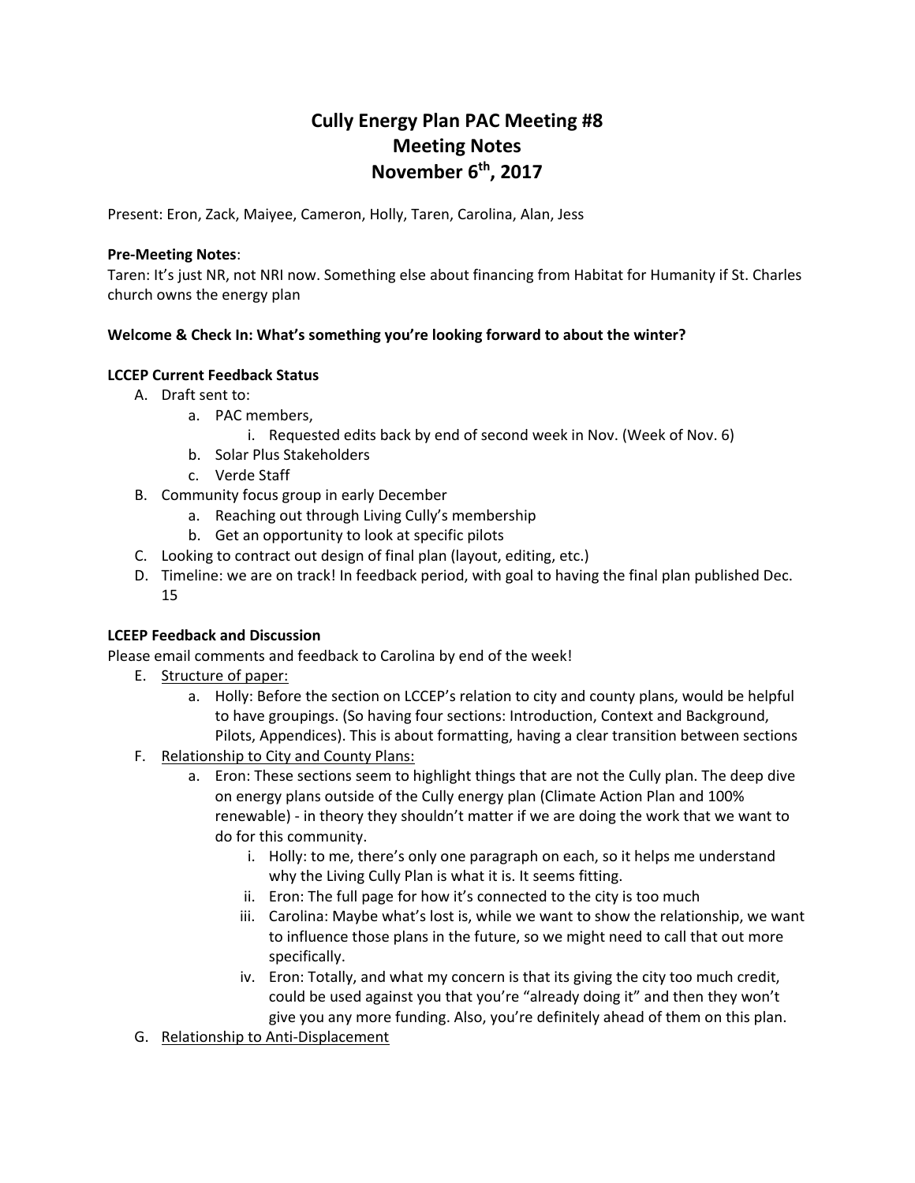# Cully Energy Plan PAC Meeting #8
# Meeting Notes
# November 6th, 2017

Present: Eron, Zack, Maiyee, Cameron, Holly, Taren, Carolina, Alan, Jess

**Pre-Meeting Notes**:
Taren: It's just NR, not NRI now. Something else about financing from Habitat for Humanity if St. Charles church owns the energy plan

**Welcome & Check In: What's something you're looking forward to about the winter?**

**LCCEP Current Feedback Status**

A. Draft sent to:
   a. PAC members,
      i. Requested edits back by end of second week in Nov. (Week of Nov. 6)
   b. Solar Plus Stakeholders
   c. Verde Staff
B. Community focus group in early December
   a. Reaching out through Living Cully's membership
   b. Get an opportunity to look at specific pilots
C. Looking to contract out design of final plan (layout, editing, etc.)
D. Timeline: we are on track! In feedback period, with goal to having the final plan published Dec. 15

**LCEEP Feedback and Discussion**

Please email comments and feedback to Carolina by end of the week!

E. Structure of paper:
   a. Holly: Before the section on LCCEP's relation to city and county plans, would be helpful to have groupings. (So having four sections: Introduction, Context and Background, Pilots, Appendices). This is about formatting, having a clear transition between sections
F. Relationship to City and County Plans:
   a. Eron: These sections seem to highlight things that are not the Cully plan. The deep dive on energy plans outside of the Cully energy plan (Climate Action Plan and 100% renewable) - in theory they shouldn't matter if we are doing the work that we want to do for this community.
      i. Holly: to me, there's only one paragraph on each, so it helps me understand why the Living Cully Plan is what it is. It seems fitting.
      ii. Eron: The full page for how it's connected to the city is too much
      iii. Carolina: Maybe what's lost is, while we want to show the relationship, we want to influence those plans in the future, so we might need to call that out more specifically.
      iv. Eron: Totally, and what my concern is that its giving the city too much credit, could be used against you that you're "already doing it" and then they won't give you any more funding. Also, you're definitely ahead of them on this plan.
G. Relationship to Anti-Displacement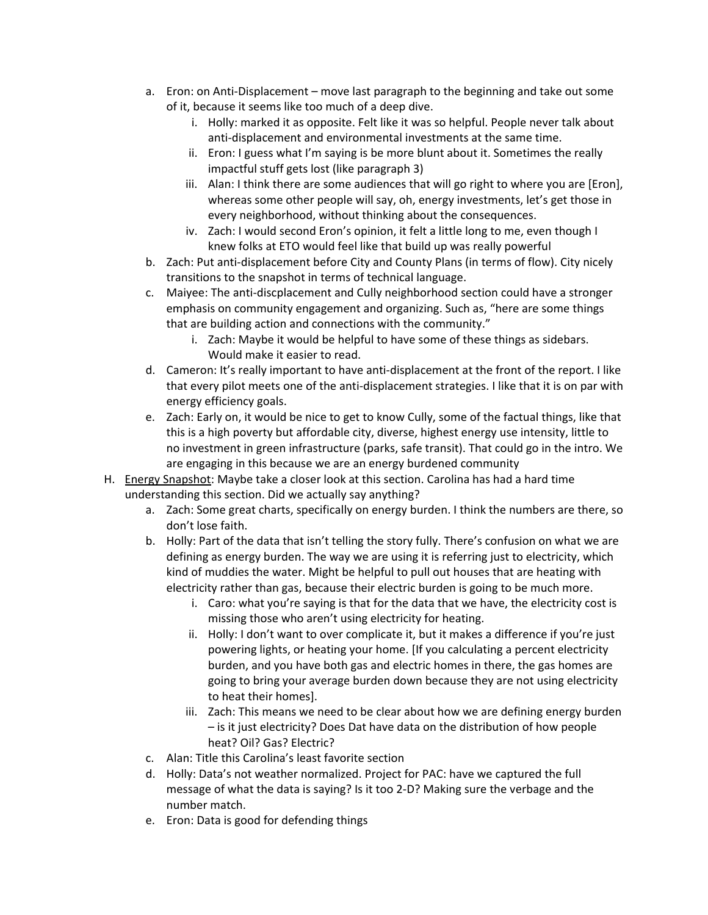a. Eron: on Anti-Displacement – move last paragraph to the beginning and take out some of it, because it seems like too much of a deep dive.
    i. Holly: marked it as opposite. Felt like it was so helpful. People never talk about anti-displacement and environmental investments at the same time.
    ii. Eron: I guess what I'm saying is be more blunt about it. Sometimes the really impactful stuff gets lost (like paragraph 3)
    iii. Alan: I think there are some audiences that will go right to where you are [Eron], whereas some other people will say, oh, energy investments, let's get those in every neighborhood, without thinking about the consequences.
    iv. Zach: I would second Eron's opinion, it felt a little long to me, even though I knew folks at ETO would feel like that build up was really powerful

b. Zach: Put anti-displacement before City and County Plans (in terms of flow). City nicely transitions to the snapshot in terms of technical language.

c. Maiyee: The anti-discplacement and Cully neighborhood section could have a stronger emphasis on community engagement and organizing. Such as, "here are some things that are building action and connections with the community."
    i. Zach: Maybe it would be helpful to have some of these things as sidebars. Would make it easier to read.

d. Cameron: It's really important to have anti-displacement at the front of the report. I like that every pilot meets one of the anti-displacement strategies. I like that it is on par with energy efficiency goals.

e. Zach: Early on, it would be nice to get to know Cully, some of the factual things, like that this is a high poverty but affordable city, diverse, highest energy use intensity, little to no investment in green infrastructure (parks, safe transit). That could go in the intro. We are engaging in this because we are an energy burdened community

H. <u>Energy Snapshot</u>: Maybe take a closer look at this section. Carolina has had a hard time understanding this section. Did we actually say anything?

a. Zach: Some great charts, specifically on energy burden. I think the numbers are there, so don't lose faith.

b. Holly: Part of the data that isn't telling the story fully. There's confusion on what we are defining as energy burden. The way we are using it is referring just to electricity, which kind of muddies the water. Might be helpful to pull out houses that are heating with electricity rather than gas, because their electric burden is going to be much more.
    i. Caro: what you're saying is that for the data that we have, the electricity cost is missing those who aren't using electricity for heating.
    ii. Holly: I don't want to over complicate it, but it makes a difference if you're just powering lights, or heating your home. [If you calculating a percent electricity burden, and you have both gas and electric homes in there, the gas homes are going to bring your average burden down because they are not using electricity to heat their homes].
    iii. Zach: This means we need to be clear about how we are defining energy burden – is it just electricity? Does Dat have data on the distribution of how people heat? Oil? Gas? Electric?

c. Alan: Title this Carolina's least favorite section

d. Holly: Data's not weather normalized. Project for PAC: have we captured the full message of what the data is saying? Is it too 2-D? Making sure the verbage and the number match.

e. Eron: Data is good for defending things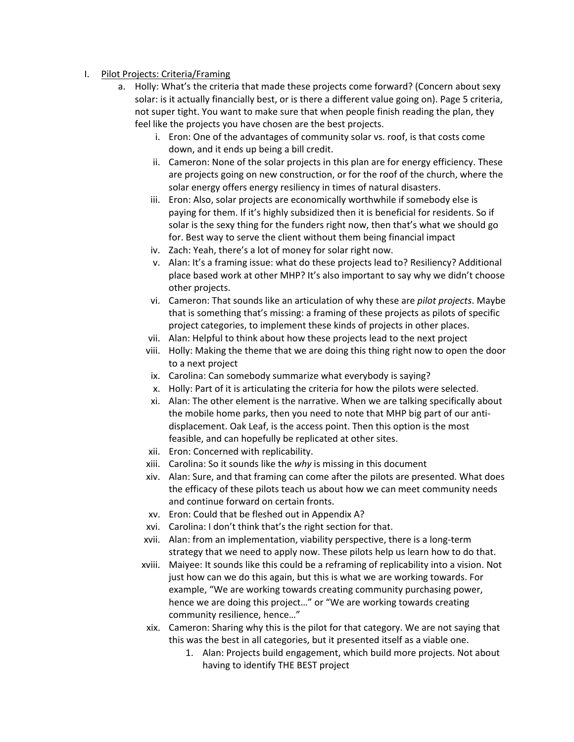I. <u>Pilot Projects: Criteria/Framing</u>
   a. Holly: What's the criteria that made these projects come forward? (Concern about sexy solar: is it actually financially best, or is there a different value going on). Page 5 criteria, not super tight. You want to make sure that when people finish reading the plan, they feel like the projects you have chosen are the best projects.
      i. Eron: One of the advantages of community solar vs. roof, is that costs come down, and it ends up being a bill credit.
      ii. Cameron: None of the solar projects in this plan are for energy efficiency. These are projects going on new construction, or for the roof of the church, where the solar energy offers energy resiliency in times of natural disasters.
      iii. Eron: Also, solar projects are economically worthwhile if somebody else is paying for them. If it's highly subsidized then it is beneficial for residents. So if solar is the sexy thing for the funders right now, then that's what we should go for. Best way to serve the client without them being financial impact
      iv. Zach: Yeah, there's a lot of money for solar right now.
      v. Alan: It's a framing issue: what do these projects lead to? Resiliency? Additional place based work at other MHP? It's also important to say why we didn't choose other projects.
      vi. Cameron: That sounds like an articulation of why these are *pilot projects*. Maybe that is something that's missing: a framing of these projects as pilots of specific project categories, to implement these kinds of projects in other places.
      vii. Alan: Helpful to think about how these projects lead to the next project
      viii. Holly: Making the theme that we are doing this thing right now to open the door to a next project
      ix. Carolina: Can somebody summarize what everybody is saying?
      x. Holly: Part of it is articulating the criteria for how the pilots were selected.
      xi. Alan: The other element is the narrative. When we are talking specifically about the mobile home parks, then you need to note that MHP big part of our anti-displacement. Oak Leaf, is the access point. Then this option is the most feasible, and can hopefully be replicated at other sites.
      xii. Eron: Concerned with replicability.
      xiii. Carolina: So it sounds like the *why* is missing in this document
      xiv. Alan: Sure, and that framing can come after the pilots are presented. What does the efficacy of these pilots teach us about how we can meet community needs and continue forward on certain fronts.
      xv. Eron: Could that be fleshed out in Appendix A?
      xvi. Carolina: I don't think that's the right section for that.
      xvii. Alan: from an implementation, viability perspective, there is a long-term strategy that we need to apply now. These pilots help us learn how to do that.
      xviii. Maiyee: It sounds like this could be a reframing of replicability into a vision. Not just how can we do this again, but this is what we are working towards. For example, "We are working towards creating community purchasing power, hence we are doing this project…" or "We are working towards creating community resilience, hence…"
      xix. Cameron: Sharing why this is the pilot for that category. We are not saying that this was the best in all categories, but it presented itself as a viable one.
         1. Alan: Projects build engagement, which build more projects. Not about having to identify THE BEST project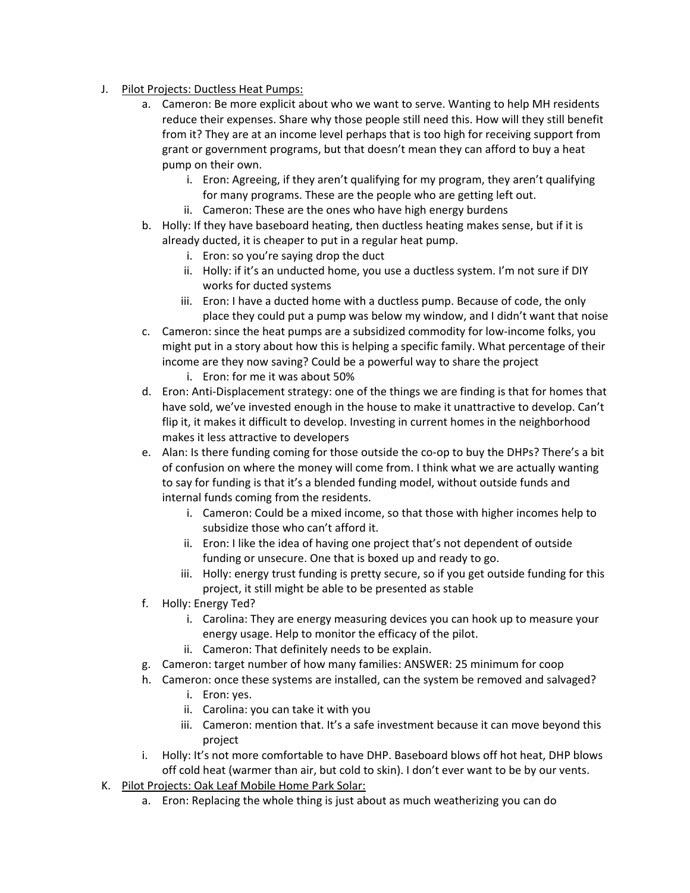J. <u>Pilot Projects: Ductless Heat Pumps:</u>
   a. Cameron: Be more explicit about who we want to serve. Wanting to help MH residents reduce their expenses. Share why those people still need this. How will they still benefit from it? They are at an income level perhaps that is too high for receiving support from grant or government programs, but that doesn't mean they can afford to buy a heat pump on their own.
      i. Eron: Agreeing, if they aren't qualifying for my program, they aren't qualifying for many programs. These are the people who are getting left out.
      ii. Cameron: These are the ones who have high energy burdens
   b. Holly: If they have baseboard heating, then ductless heating makes sense, but if it is already ducted, it is cheaper to put in a regular heat pump.
      i. Eron: so you're saying drop the duct
      ii. Holly: if it's an unducted home, you use a ductless system. I'm not sure if DIY works for ducted systems
      iii. Eron: I have a ducted home with a ductless pump. Because of code, the only place they could put a pump was below my window, and I didn't want that noise
   c. Cameron: since the heat pumps are a subsidized commodity for low-income folks, you might put in a story about how this is helping a specific family. What percentage of their income are they now saving? Could be a powerful way to share the project
      i. Eron: for me it was about 50%
   d. Eron: Anti-Displacement strategy: one of the things we are finding is that for homes that have sold, we've invested enough in the house to make it unattractive to develop. Can't flip it, it makes it difficult to develop. Investing in current homes in the neighborhood makes it less attractive to developers
   e. Alan: Is there funding coming for those outside the co-op to buy the DHPs? There's a bit of confusion on where the money will come from. I think what we are actually wanting to say for funding is that it's a blended funding model, without outside funds and internal funds coming from the residents.
      i. Cameron: Could be a mixed income, so that those with higher incomes help to subsidize those who can't afford it.
      ii. Eron: I like the idea of having one project that's not dependent of outside funding or unsecure. One that is boxed up and ready to go.
      iii. Holly: energy trust funding is pretty secure, so if you get outside funding for this project, it still might be able to be presented as stable
   f. Holly: Energy Ted?
      i. Carolina: They are energy measuring devices you can hook up to measure your energy usage. Help to monitor the efficacy of the pilot.
      ii. Cameron: That definitely needs to be explain.
   g. Cameron: target number of how many families: ANSWER: 25 minimum for coop
   h. Cameron: once these systems are installed, can the system be removed and salvaged?
      i. Eron: yes.
      ii. Carolina: you can take it with you
      iii. Cameron: mention that. It's a safe investment because it can move beyond this project
   i. Holly: It's not more comfortable to have DHP. Baseboard blows off hot heat, DHP blows off cold heat (warmer than air, but cold to skin). I don't ever want to be by our vents.

K. <u>Pilot Projects: Oak Leaf Mobile Home Park Solar:</u>
   a. Eron: Replacing the whole thing is just about as much weatherizing you can do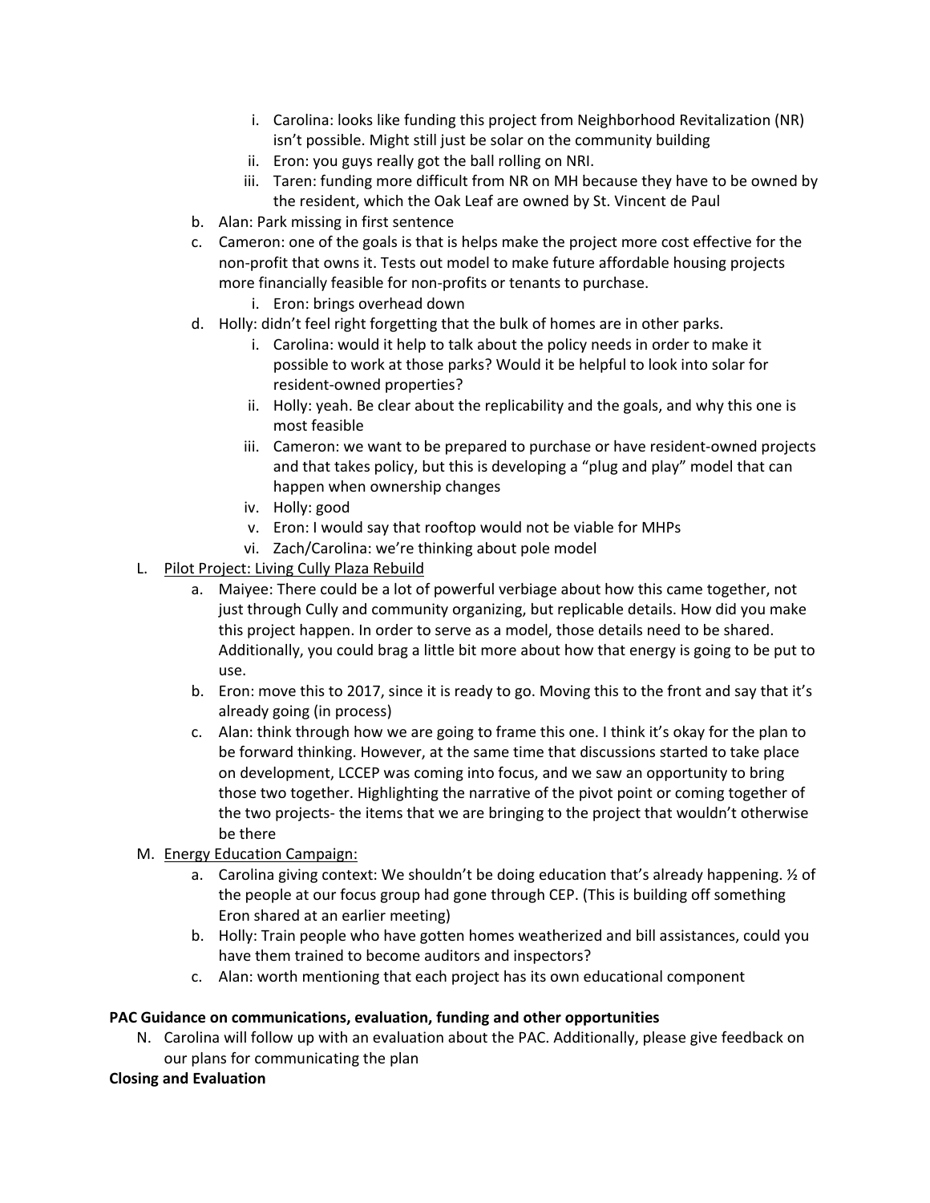i. Carolina: looks like funding this project from Neighborhood Revitalization (NR) isn't possible. Might still just be solar on the community building
      ii. Eron: you guys really got the ball rolling on NRI.
      iii. Taren: funding more difficult from NR on MH because they have to be owned by the resident, which the Oak Leaf are owned by St. Vincent de Paul
   b. Alan: Park missing in first sentence
   c. Cameron: one of the goals is that is helps make the project more cost effective for the non-profit that owns it. Tests out model to make future affordable housing projects more financially feasible for non-profits or tenants to purchase.
      i. Eron: brings overhead down
   d. Holly: didn't feel right forgetting that the bulk of homes are in other parks.
      i. Carolina: would it help to talk about the policy needs in order to make it possible to work at those parks? Would it be helpful to look into solar for resident-owned properties?
      ii. Holly: yeah. Be clear about the replicability and the goals, and why this one is most feasible
      iii. Cameron: we want to be prepared to purchase or have resident-owned projects and that takes policy, but this is developing a "plug and play" model that can happen when ownership changes
      iv. Holly: good
      v. Eron: I would say that rooftop would not be viable for MHPs
      vi. Zach/Carolina: we're thinking about pole model

L. Pilot Project: Living Cully Plaza Rebuild
   a. Maiyee: There could be a lot of powerful verbiage about how this came together, not just through Cully and community organizing, but replicable details. How did you make this project happen. In order to serve as a model, those details need to be shared. Additionally, you could brag a little bit more about how that energy is going to be put to use.
   b. Eron: move this to 2017, since it is ready to go. Moving this to the front and say that it's already going (in process)
   c. Alan: think through how we are going to frame this one. I think it's okay for the plan to be forward thinking. However, at the same time that discussions started to take place on development, LCCEP was coming into focus, and we saw an opportunity to bring those two together. Highlighting the narrative of the pivot point or coming together of the two projects- the items that we are bringing to the project that wouldn't otherwise be there

M. Energy Education Campaign:
   a. Carolina giving context: We shouldn't be doing education that's already happening. ½ of the people at our focus group had gone through CEP. (This is building off something Eron shared at an earlier meeting)
   b. Holly: Train people who have gotten homes weatherized and bill assistances, could you have them trained to become auditors and inspectors?
   c. Alan: worth mentioning that each project has its own educational component

**PAC Guidance on communications, evaluation, funding and other opportunities**

N. Carolina will follow up with an evaluation about the PAC. Additionally, please give feedback on our plans for communicating the plan

**Closing and Evaluation**